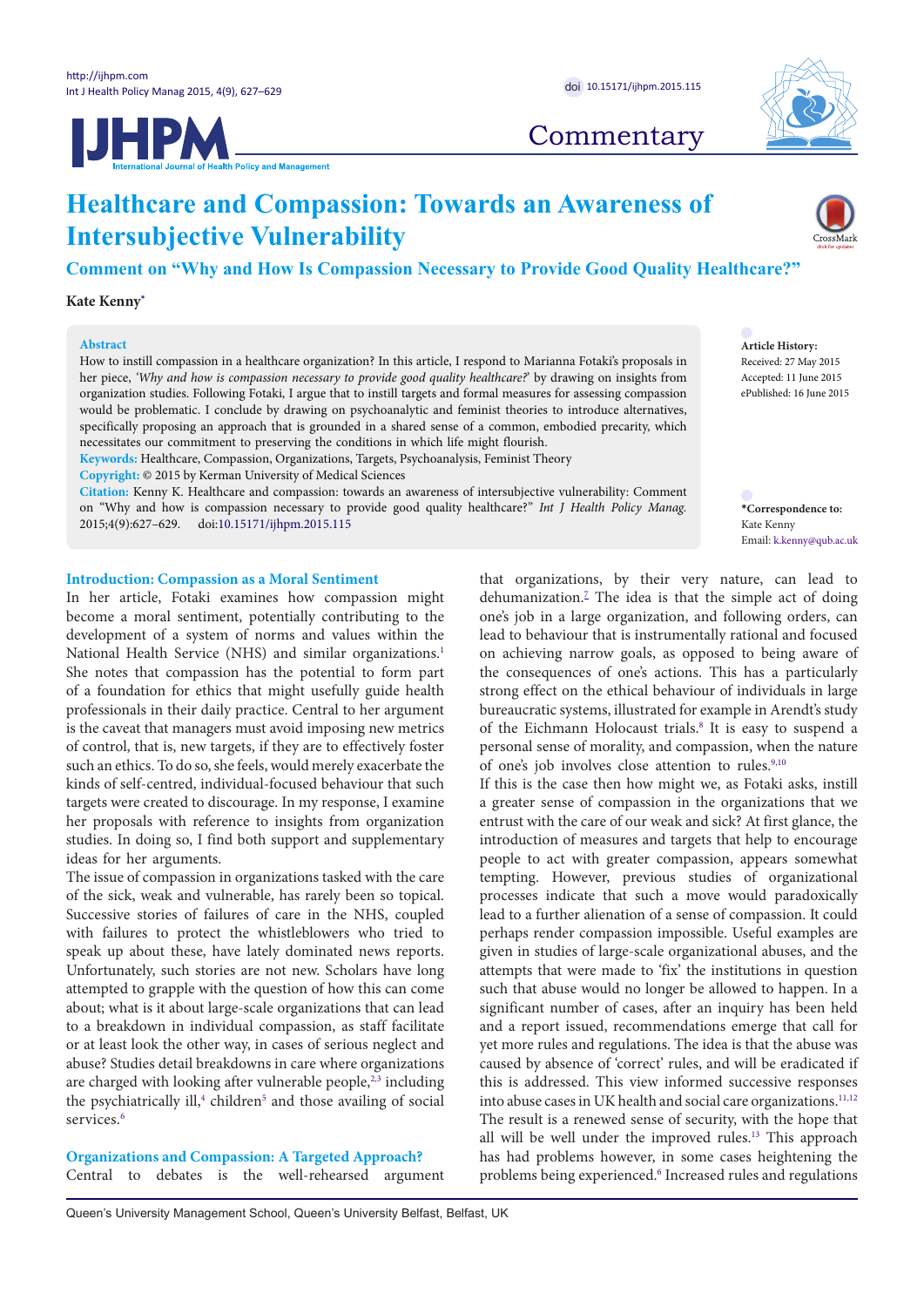Commentary

# Healthcare and Compassion: Towards an Awareness of Intersubjective Vulnerability

## Comment on "Why and How Is Compassion Necessary to Provide Good Quality Healthcare?"

**Kate Kenny***

**Abstract**

How to instill compassion in a healthcare organization? In this article, I respond to Marianna Fotaki's proposals in her piece, '*Why and how is compassion necessary to provide good quality healthcare?*' by drawing on insights from organization studies. Following Fotaki, I argue that to instill targets and formal measures for assessing compassion would be problematic. I conclude by drawing on psychoanalytic and feminist theories to introduce alternatives, specifically proposing an approach that is grounded in a shared sense of a common, embodied precarity, which necessitates our commitment to preserving the conditions in which life might flourish.

**Keywords:** Healthcare, Compassion, Organizations, Targets, Psychoanalysis, Feminist Theory

**Copyright:** © 2015 by Kerman University of Medical Sciences

**Citation:** Kenny K. Healthcare and compassion: towards an awareness of intersubjective vulnerability: Comment on "Why and how is compassion necessary to provide good quality healthcare?" *Int J Health Policy Manag.* 2015;4(9):627–629. doi:10.15171/ijhpm.2015.115

**Article History:**
Received: 27 May 2015
Accepted: 11 June 2015
ePublished: 16 June 2015

***Correspondence to:**
Kate Kenny
Email: k.kenny@qub.ac.uk

### Introduction: Compassion as a Moral Sentiment

In her article, Fotaki examines how compassion might become a moral sentiment, potentially contributing to the development of a system of norms and values within the National Health Service (NHS) and similar organizations.[1] She notes that compassion has the potential to form part of a foundation for ethics that might usefully guide health professionals in their daily practice. Central to her argument is the caveat that managers must avoid imposing new metrics of control, that is, new targets, if they are to effectively foster such an ethics. To do so, she feels, would merely exacerbate the kinds of self-centred, individual-focused behaviour that such targets were created to discourage. In my response, I examine her proposals with reference to insights from organization studies. In doing so, I find both support and supplementary ideas for her arguments.

The issue of compassion in organizations tasked with the care of the sick, weak and vulnerable, has rarely been so topical. Successive stories of failures of care in the NHS, coupled with failures to protect the whistleblowers who tried to speak up about these, have lately dominated news reports. Unfortunately, such stories are not new. Scholars have long attempted to grapple with the question of how this can come about; what is it about large-scale organizations that can lead to a breakdown in individual compassion, as staff facilitate or at least look the other way, in cases of serious neglect and abuse? Studies detail breakdowns in care where organizations are charged with looking after vulnerable people,[2,3] including the psychiatrically ill,[4] children[5] and those availing of social services.[6]

### Organizations and Compassion: A Targeted Approach?

Central to debates is the well-rehearsed argument that organizations, by their very nature, can lead to dehumanization.[7] The idea is that the simple act of doing one's job in a large organization, and following orders, can lead to behaviour that is instrumentally rational and focused on achieving narrow goals, as opposed to being aware of the consequences of one's actions. This has a particularly strong effect on the ethical behaviour of individuals in large bureaucratic systems, illustrated for example in Arendt's study of the Eichmann Holocaust trials.[8] It is easy to suspend a personal sense of morality, and compassion, when the nature of one's job involves close attention to rules.[9,10]

If this is the case then how might we, as Fotaki asks, instill a greater sense of compassion in the organizations that we entrust with the care of our weak and sick? At first glance, the introduction of measures and targets that help to encourage people to act with greater compassion, appears somewhat tempting. However, previous studies of organizational processes indicate that such a move would paradoxically lead to a further alienation of a sense of compassion. It could perhaps render compassion impossible. Useful examples are given in studies of large-scale organizational abuses, and the attempts that were made to 'fix' the institutions in question such that abuse would no longer be allowed to happen. In a significant number of cases, after an inquiry has been held and a report issued, recommendations emerge that call for yet more rules and regulations. The idea is that the abuse was caused by absence of 'correct' rules, and will be eradicated if this is addressed. This view informed successive responses into abuse cases in UK health and social care organizations.[11,12] The result is a renewed sense of security, with the hope that all will be well under the improved rules.[13] This approach has had problems however, in some cases heightening the problems being experienced.[6] Increased rules and regulations

Queen's University Management School, Queen's University Belfast, Belfast, UK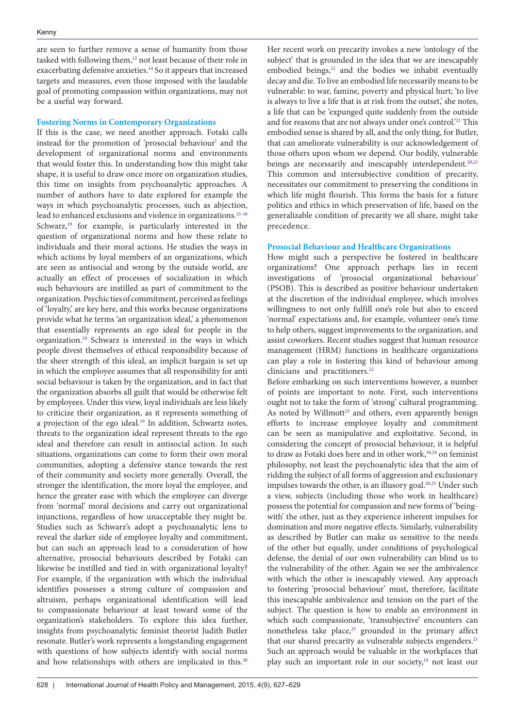are seen to further remove a sense of humanity from those tasked with following them,[12] not least because of their role in exacerbating defensive anxieties.[14] So it appears that increased targets and measures, even those imposed with the laudable goal of promoting compassion within organizations, may not be a useful way forward.

### Fostering Norms in Contemporary Organizations

If this is the case, we need another approach. Fotaki calls instead for the promotion of 'prosocial behaviour' and the development of organizational norms and environments that would foster this. In understanding how this might take shape, it is useful to draw once more on organization studies, this time on insights from psychoanalytic approaches. A number of authors have to date explored for example the ways in which psychoanalytic processes, such as abjection, lead to enhanced exclusions and violence in organizations.[15-18] Schwarz,[19] for example, is particularly interested in the question of organizational norms and how these relate to individuals and their moral actions. He studies the ways in which actions by loyal members of an organizations, which are seen as antisocial and wrong by the outside world, are actually an effect of processes of socialization in which such behaviours are instilled as part of commitment to the organization. Psychic ties of commitment, perceived as feelings of 'loyalty,' are key here, and this works because organizations provide what he terms 'an organization ideal,' a phenomenon that essentially represents an ego ideal for people in the organization.[19] Schwarz is interested in the ways in which people divest themselves of ethical responsibility because of the sheer strength of this ideal, an implicit bargain is set up in which the employee assumes that all responsibility for anti social behaviour is taken by the organization, and in fact that the organization absorbs all guilt that would be otherwise felt by employees. Under this view, loyal individuals are less likely to criticize their organization, as it represents something of a projection of the ego ideal.[19] In addition, Schwartz notes, threats to the organization ideal represent threats to the ego ideal and therefore can result in antisocial action. In such situations, organizations can come to form their own moral communities, adopting a defensive stance towards the rest of their community and society more generally. Overall, the stronger the identification, the more loyal the employee, and hence the greater ease with which the employee can diverge from 'normal' moral decisions and carry out organizational injunctions, regardless of how unacceptable they might be. Studies such as Schwarz's adopt a psychoanalytic lens to reveal the darker side of employee loyalty and commitment, but can such an approach lead to a consideration of how alternative, prosocial behaviours described by Fotaki can likewise be instilled and tied in with organizational loyalty? For example, if the organization with which the individual identifies possesses a strong culture of compassion and altruism, perhaps organizational identification will lead to compassionate behaviour at least toward some of the organization's stakeholders. To explore this idea further, insights from psychoanalytic feminist theorist Judith Butler resonate. Butler's work represents a longstanding engagement with questions of how subjects identify with social norms and how relationships with others are implicated in this.[20] Her recent work on precarity invokes a new 'ontology of the subject' that is grounded in the idea that we are inescapably embodied beings,[21] and the bodies we inhabit eventually decay and die. To live an embodied life necessarily means to be vulnerable: to war, famine, poverty and physical hurt; 'to live is always to live a life that is at risk from the outset,' she notes, a life that can be 'expunged quite suddenly from the outside and for reasons that are not always under one's control.'[21] This embodied sense is shared by all, and the only thing, for Butler, that can ameliorate vulnerability is our acknowledgement of those others upon whom we depend. Our bodily, vulnerable beings are necessarily and inescapably interdependent.[20,21] This common and intersubjective condition of precarity, necessitates our commitment to preserving the conditions in which life might flourish. This forms the basis for a future politics and ethics in which preservation of life, based on the generalizable condition of precarity we all share, might take precedence.

### Prosocial Behaviour and Healthcare Organizations

How might such a perspective be fostered in healthcare organizations? One approach perhaps lies in recent investigations of 'prosocial organizational behaviour' (PSOB). This is described as positive behaviour undertaken at the discretion of the individual employee, which involves willingness to not only fulfill one's role but also to exceed 'normal' expectations and, for example, volunteer one's time to help others, suggest improvements to the organization, and assist coworkers. Recent studies suggest that human resource management (HRM) functions in healthcare organizations can play a role in fostering this kind of behaviour among clinicians and practitioners.[22]

Before embarking on such interventions however, a number of points are important to note. First, such interventions ought not to take the form of 'strong' cultural programming. As noted by Willmott[23] and others, even apparently benign efforts to increase employee loyalty and commitment can be seen as manipulative and exploitative. Second, in considering the concept of prosocial behaviour, it is helpful to draw as Fotaki does here and in other work,[16,24] on feminist philosophy, not least the psychoanalytic idea that the aim of ridding the subject of all forms of aggression and exclusionary impulses towards the other, is an illusory goal.[20,25] Under such a view, subjects (including those who work in healthcare) possess the potential for compassion and new forms of 'being-with' the other, just as they experience inherent impulses for domination and more negative effects. Similarly, vulnerability as described by Butler can make us sensitive to the needs of the other but equally, under conditions of psychological defense, the denial of our own vulnerability can blind us to the vulnerability of the other. Again we see the ambivalence with which the other is inescapably viewed. Any approach to fostering 'prosocial behaviour' must, therefore, facilitate this inescapable ambivalence and tension on the part of the subject. The question is how to enable an environment in which such compassionate, 'transubjective' encounters can nonetheless take place,[25] grounded in the primary affect that our shared precarity as vulnerable subjects engenders.[21] Such an approach would be valuable in the workplaces that play such an important role in our society,[24] not least our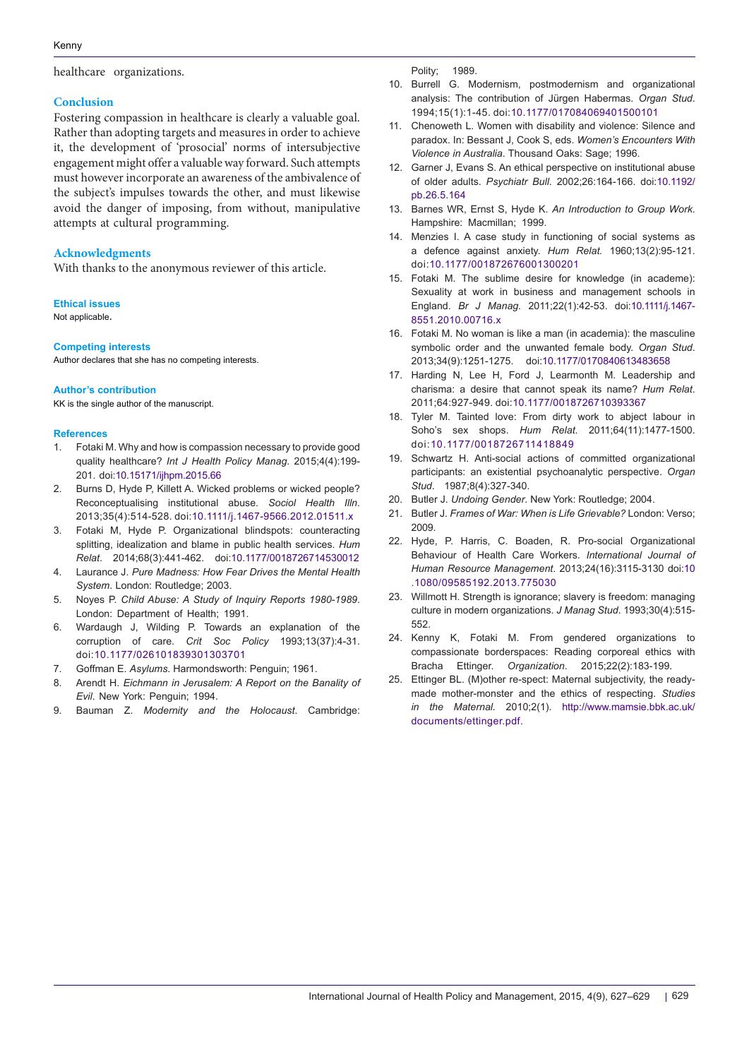healthcare organizations.

## Conclusion

Fostering compassion in healthcare is clearly a valuable goal. Rather than adopting targets and measures in order to achieve it, the development of 'prosocial' norms of intersubjective engagement might offer a valuable way forward. Such attempts must however incorporate an awareness of the ambivalence of the subject's impulses towards the other, and must likewise avoid the danger of imposing, from without, manipulative attempts at cultural programming.

## Acknowledgments

With thanks to the anonymous reviewer of this article.

### Ethical issues

Not applicable.

### Competing interests

Author declares that she has no competing interests.

### Author's contribution

KK is the single author of the manuscript.

### References

1. Fotaki M. Why and how is compassion necessary to provide good quality healthcare? *Int J Health Policy Manag*. 2015;4(4):199-201. doi:10.15171/ijhpm.2015.66
2. Burns D, Hyde P, Killett A. Wicked problems or wicked people? Reconceptualising institutional abuse. *Sociol Health Illn*. 2013;35(4):514-528. doi:10.1111/j.1467-9566.2012.01511.x
3. Fotaki M, Hyde P. Organizational blindspots: counteracting splitting, idealization and blame in public health services. *Hum Relat*. 2014;68(3):441-462. doi:10.1177/0018726714530012
4. Laurance J. *Pure Madness: How Fear Drives the Mental Health System*. London: Routledge; 2003.
5. Noyes P. *Child Abuse: A Study of Inquiry Reports 1980-1989*. London: Department of Health; 1991.
6. Wardaugh J, Wilding P. Towards an explanation of the corruption of care. *Crit Soc Policy* 1993;13(37):4-31. doi:10.1177/026101839301303701
7. Goffman E. *Asylums*. Harmondsworth: Penguin; 1961.
8. Arendt H. *Eichmann in Jerusalem: A Report on the Banality of Evil*. New York: Penguin; 1994.
9. Bauman Z. *Modernity and the Holocaust*. Cambridge: Polity; 1989.
10. Burrell G. Modernism, postmodernism and organizational analysis: The contribution of Jürgen Habermas. *Organ Stud*. 1994;15(1):1-45. doi:10.1177/017084069401500101
11. Chenoweth L. Women with disability and violence: Silence and paradox. In: Bessant J, Cook S, eds. *Women's Encounters With Violence in Australia*. Thousand Oaks: Sage; 1996.
12. Garner J, Evans S. An ethical perspective on institutional abuse of older adults. *Psychiatr Bull*. 2002;26:164-166. doi:10.1192/pb.26.5.164
13. Barnes WR, Ernst S, Hyde K. *An Introduction to Group Work*. Hampshire: Macmillan; 1999.
14. Menzies I. A case study in functioning of social systems as a defence against anxiety. *Hum Relat.* 1960;13(2):95-121. doi:10.1177/001872676001300201
15. Fotaki M. The sublime desire for knowledge (in academe): Sexuality at work in business and management schools in England. *Br J Manag*. 2011;22(1):42-53. doi:10.1111/j.1467-8551.2010.00716.x
16. Fotaki M. No woman is like a man (in academia): the masculine symbolic order and the unwanted female body. *Organ Stud*. 2013;34(9):1251-1275. doi:10.1177/0170840613483658
17. Harding N, Lee H, Ford J, Learmonth M. Leadership and charisma: a desire that cannot speak its name? *Hum Relat*. 2011;64:927-949. doi:10.1177/0018726710393367
18. Tyler M. Tainted love: From dirty work to abject labour in Soho's sex shops. *Hum Relat*. 2011;64(11):1477-1500. doi:10.1177/0018726711418849
19. Schwartz H. Anti-social actions of committed organizational participants: an existential psychoanalytic perspective. *Organ Stud*. 1987;8(4):327-340.
20. Butler J. *Undoing Gender*. New York: Routledge; 2004.
21. Butler J. *Frames of War: When is Life Grievable?* London: Verso; 2009.
22. Hyde, P. Harris, C. Boaden, R. Pro-social Organizational Behaviour of Health Care Workers. *International Journal of Human Resource Management*. 2013;24(16):3115-3130 doi:10.1080/09585192.2013.775030
23. Willmott H. Strength is ignorance; slavery is freedom: managing culture in modern organizations. *J Manag Stud*. 1993;30(4):515-552.
24. Kenny K, Fotaki M. From gendered organizations to compassionate borderspaces: Reading corporeal ethics with Bracha Ettinger. *Organization*. 2015;22(2):183-199.
25. Ettinger BL. (M)other re-spect: Maternal subjectivity, the ready-made mother-monster and the ethics of respecting. *Studies in the Maternal*. 2010;2(1). http://www.mamsie.bbk.ac.uk/documents/ettinger.pdf.